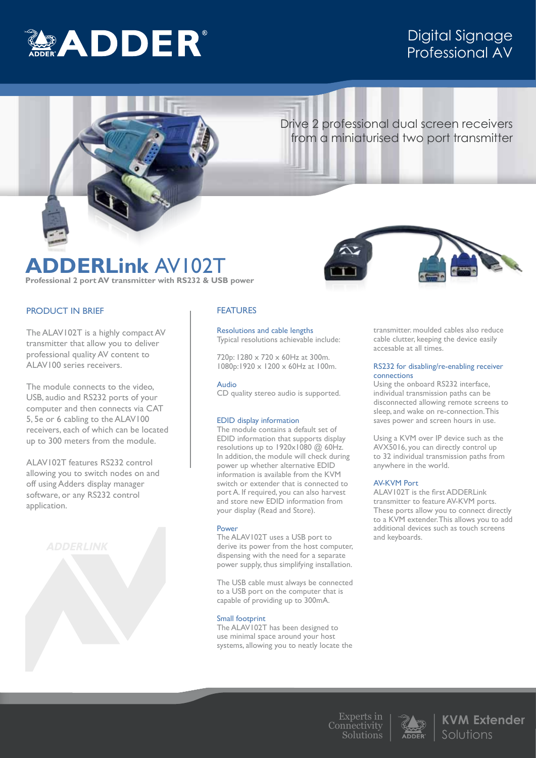Digital Signage
Professional AV

Drive 2 professional dual screen receivers from a miniaturised two port transmitter

# **ADDERLink** AV102T

**Professional 2 port AV transmitter with RS232 & USB power**

## PRODUCT IN BRIEF

The ALAV102T is a highly compact AV transmitter that allow you to deliver professional quality AV content to ALAV100 series receivers.

The module connects to the video, USB, audio and RS232 ports of your computer and then connects via CAT 5, 5e or 6 cabling to the ALAV100 receivers, each of which can be located up to 300 meters from the module.

ALAV102T features RS232 control allowing you to switch nodes on and off using Adders display manager software, or any RS232 control application.

## FEATURES

### Resolutions and cable lengths

Typical resolutions achievable include:

720p: 1280 x 720 x 60Hz at 300m.
1080p:1920 x 1200 x 60Hz at 100m.

### Audio

CD quality stereo audio is supported.

### EDID display information

The module contains a default set of EDID information that supports display resolutions up to 1920x1080 @ 60Hz. In addition, the module will check during power up whether alternative EDID information is available from the KVM switch or extender that is connected to port A. If required, you can also harvest and store new EDID information from your display (Read and Store).

### Power

The ALAV102T uses a USB port to derive its power from the host computer, dispensing with the need for a separate power supply, thus simplifying installation.

The USB cable must always be connected to a USB port on the computer that is capable of providing up to 300mA.

### Small footprint

The ALAV102T has been designed to use minimal space around your host systems, allowing you to neatly locate the transmitter. moulded cables also reduce cable clutter, keeping the device easily accesable at all times.

### RS232 for disabling/re-enabling receiver connections

Using the onboard RS232 interface, individual transmission paths can be disconnected allowing remote screens to sleep, and wake on re-connection. This saves power and screen hours in use.

Using a KVM over IP device such as the AVX5016, you can directly control up to 32 individual transmission paths from anywhere in the world.

### AV-KVM Port

ALAV102T is the first ADDERLink transmitter to feature AV-KVM ports. These ports allow you to connect directly to a KVM extender. This allows you to add additional devices such as touch screens and keyboards.

Experts in Connectivity Solutions | **KVM Extender** Solutions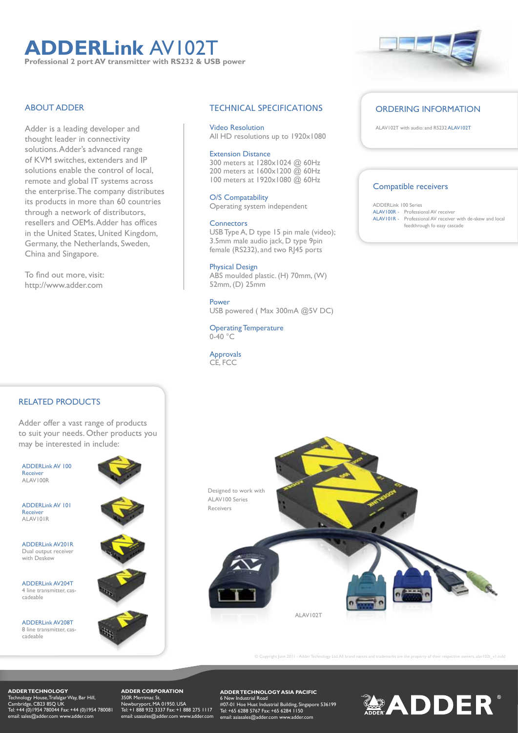# ADDERLink AV102T

**Professional 2 port AV transmitter with RS232 & USB power**

## ABOUT ADDER

Adder is a leading developer and thought leader in connectivity solutions. Adder's advanced range of KVM switches, extenders and IP solutions enable the control of local, remote and global IT systems across the enterprise. The company distributes its products in more than 60 countries through a network of distributors, resellers and OEMs. Adder has offices in the United States, United Kingdom, Germany, the Netherlands, Sweden, China and Singapore.

To find out more, visit: http://www.adder.com

## TECHNICAL SPECIFICATIONS

**Video Resolution**
All HD resolutions up to 1920x1080

**Extension Distance**
300 meters at 1280x1024 @ 60Hz
200 meters at 1600x1200 @ 60Hz
100 meters at 1920x1080 @ 60Hz

**O/S Compatability**
Operating system independent

**Connectors**
USB Type A, D type 15 pin male (video); 3.5mm male audio jack, D type 9pin female (RS232), and two RJ45 ports

**Physical Design**
ABS moulded plastic. (H) 70mm, (W) 52mm, (D) 25mm

**Power**
USB powered ( Max 300mA @5V DC)

**Operating Temperature**
0-40 °C

**Approvals**
CE, FCC

## ORDERING INFORMATION

ALAV102T with audio: and RS232 ALAV102T

## Compatible receivers

ADDERLink 100 Series

- ALAV100R - Professional AV receiver
- ALAV101R - Professional AV receiver with de-skew and local feedthrough fo easy cascade

## RELATED PRODUCTS

Adder offer a vast range of products to suit your needs. Other products you may be interested in include:

- ADDERLink AV 100 Receiver ALAV100R
- ADDERLink AV 101 Receiver ALAV101R
- ADDERLink AV201R Dual output receiver with Deskew
- ADDERLink AV204T 4 line transmitter, cascadeable
- ADDERLink AV208T 8 line transmitter, cascadeable

Designed to work with ALAV100 Series Receivers

ALAV102T

© Copyright June 2011 - Adder Technology Ltd. All brand names and trademarks are the property of their respective owners. alav102t_v1.indd

**ADDER TECHNOLOGY**
Technology House, Trafalgar Way, Bar Hill, Cambridge, CB23 8SQ UK
Tel: +44 (0)1954 780044 Fax: +44 (0)1954 780081
email: sales@adder.com www.adder.com

**ADDER CORPORATION**
350R Merrimac St.
Newburyport, MA 01950. USA
Tel: +1 888 932 3337 Fax: +1 888 275 1117
email: usasales@adder.com www.adder.com

**ADDER TECHNOLOGY ASIA PACIFIC**
6 New Industrial Road
#07-01 Hoe Huat Industrial Building, Singapore 536199
Tel: +65 6288 5767 Fax: +65 6284 1150
email: asiasales@adder.com www.adder.com

ADDER®